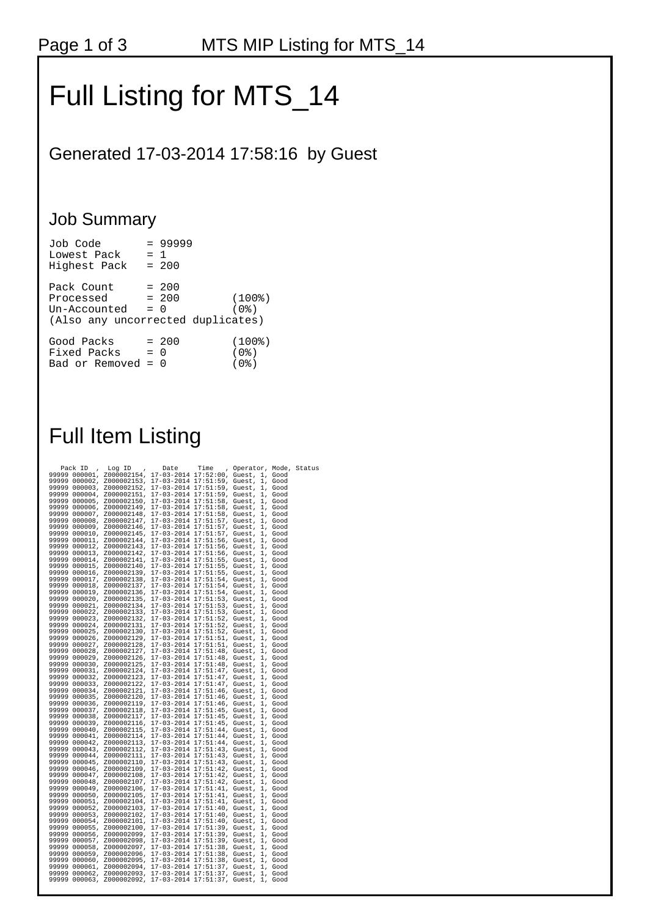# Full Listing for MTS_14

## Generated 17-03-2014 17:58:16 by Guest

## Job Summary

```
Job Code       = 99999
Lowest Pack    = 1
Highest Pack   = 200

Pack Count     = 200
Processed      = 200        (100%)
Un-Accounted   = 0          (0%)
(Also any uncorrected duplicates)

Good Packs     = 200        (100%)
Fixed Packs    = 0          (0%)
Bad or Removed = 0          (0%)
```

## Full Item Listing

```
   Pack ID  ,  Log ID   ,    Date     Time   , Operator, Mode, Status
99999 000001, Z000002154, 17-03-2014 17:52:00, Guest, 1, Good
99999 000002, Z000002153, 17-03-2014 17:51:59, Guest, 1, Good
99999 000003, Z000002152, 17-03-2014 17:51:59, Guest, 1, Good
99999 000004, Z000002151, 17-03-2014 17:51:59, Guest, 1, Good
99999 000005, Z000002150, 17-03-2014 17:51:58, Guest, 1, Good
99999 000006, Z000002149, 17-03-2014 17:51:58, Guest, 1, Good
99999 000007, Z000002148, 17-03-2014 17:51:58, Guest, 1, Good
99999 000008, Z000002147, 17-03-2014 17:51:57, Guest, 1, Good
99999 000009, Z000002146, 17-03-2014 17:51:57, Guest, 1, Good
99999 000010, Z000002145, 17-03-2014 17:51:57, Guest, 1, Good
99999 000011, Z000002144, 17-03-2014 17:51:56, Guest, 1, Good
99999 000012, Z000002143, 17-03-2014 17:51:56, Guest, 1, Good
99999 000013, Z000002142, 17-03-2014 17:51:56, Guest, 1, Good
99999 000014, Z000002141, 17-03-2014 17:51:55, Guest, 1, Good
99999 000015, Z000002140, 17-03-2014 17:51:55, Guest, 1, Good
99999 000016, Z000002139, 17-03-2014 17:51:55, Guest, 1, Good
99999 000017, Z000002138, 17-03-2014 17:51:54, Guest, 1, Good
99999 000018, Z000002137, 17-03-2014 17:51:54, Guest, 1, Good
99999 000019, Z000002136, 17-03-2014 17:51:54, Guest, 1, Good
99999 000020, Z000002135, 17-03-2014 17:51:53, Guest, 1, Good
99999 000021, Z000002134, 17-03-2014 17:51:53, Guest, 1, Good
99999 000022, Z000002133, 17-03-2014 17:51:53, Guest, 1, Good
99999 000023, Z000002132, 17-03-2014 17:51:52, Guest, 1, Good
99999 000024, Z000002131, 17-03-2014 17:51:52, Guest, 1, Good
99999 000025, Z000002130, 17-03-2014 17:51:52, Guest, 1, Good
99999 000026, Z000002129, 17-03-2014 17:51:51, Guest, 1, Good
99999 000027, Z000002128, 17-03-2014 17:51:51, Guest, 1, Good
99999 000028, Z000002127, 17-03-2014 17:51:48, Guest, 1, Good
99999 000029, Z000002126, 17-03-2014 17:51:48, Guest, 1, Good
99999 000030, Z000002125, 17-03-2014 17:51:48, Guest, 1, Good
99999 000031, Z000002124, 17-03-2014 17:51:47, Guest, 1, Good
99999 000032, Z000002123, 17-03-2014 17:51:47, Guest, 1, Good
99999 000033, Z000002122, 17-03-2014 17:51:47, Guest, 1, Good
99999 000034, Z000002121, 17-03-2014 17:51:46, Guest, 1, Good
99999 000035, Z000002120, 17-03-2014 17:51:46, Guest, 1, Good
99999 000036, Z000002119, 17-03-2014 17:51:46, Guest, 1, Good
99999 000037, Z000002118, 17-03-2014 17:51:45, Guest, 1, Good
99999 000038, Z000002117, 17-03-2014 17:51:45, Guest, 1, Good
99999 000039, Z000002116, 17-03-2014 17:51:45, Guest, 1, Good
99999 000040, Z000002115, 17-03-2014 17:51:44, Guest, 1, Good
99999 000041, Z000002114, 17-03-2014 17:51:44, Guest, 1, Good
99999 000042, Z000002113, 17-03-2014 17:51:44, Guest, 1, Good
99999 000043, Z000002112, 17-03-2014 17:51:43, Guest, 1, Good
99999 000044, Z000002111, 17-03-2014 17:51:43, Guest, 1, Good
99999 000045, Z000002110, 17-03-2014 17:51:43, Guest, 1, Good
99999 000046, Z000002109, 17-03-2014 17:51:42, Guest, 1, Good
99999 000047, Z000002108, 17-03-2014 17:51:42, Guest, 1, Good
99999 000048, Z000002107, 17-03-2014 17:51:42, Guest, 1, Good
99999 000049, Z000002106, 17-03-2014 17:51:41, Guest, 1, Good
99999 000050, Z000002105, 17-03-2014 17:51:41, Guest, 1, Good
99999 000051, Z000002104, 17-03-2014 17:51:41, Guest, 1, Good
99999 000052, Z000002103, 17-03-2014 17:51:40, Guest, 1, Good
99999 000053, Z000002102, 17-03-2014 17:51:40, Guest, 1, Good
99999 000054, Z000002101, 17-03-2014 17:51:40, Guest, 1, Good
99999 000055, Z000002100, 17-03-2014 17:51:39, Guest, 1, Good
99999 000056, Z000002099, 17-03-2014 17:51:39, Guest, 1, Good
99999 000057, Z000002098, 17-03-2014 17:51:39, Guest, 1, Good
99999 000058, Z000002097, 17-03-2014 17:51:38, Guest, 1, Good
99999 000059, Z000002096, 17-03-2014 17:51:38, Guest, 1, Good
99999 000060, Z000002095, 17-03-2014 17:51:38, Guest, 1, Good
99999 000061, Z000002094, 17-03-2014 17:51:37, Guest, 1, Good
99999 000062, Z000002093, 17-03-2014 17:51:37, Guest, 1, Good
99999 000063, Z000002092, 17-03-2014 17:51:37, Guest, 1, Good
```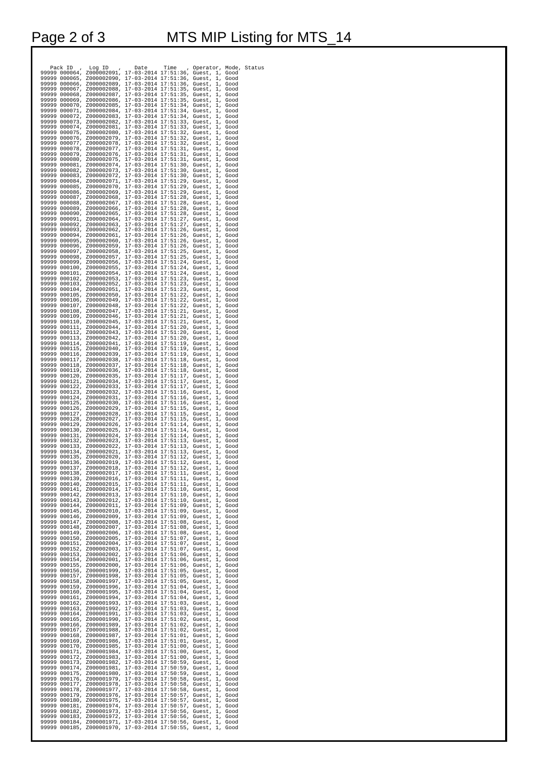```
  Pack ID  ,  Log ID   ,    Date     Time    , Operator, Mode, Status
99999 000064, Z000002091, 17-03-2014 17:51:36, Guest, 1, Good
99999 000065, Z000002090, 17-03-2014 17:51:36, Guest, 1, Good
99999 000066, Z000002089, 17-03-2014 17:51:36, Guest, 1, Good
99999 000067, Z000002088, 17-03-2014 17:51:35, Guest, 1, Good
99999 000068, Z000002087, 17-03-2014 17:51:35, Guest, 1, Good
99999 000069, Z000002086, 17-03-2014 17:51:35, Guest, 1, Good
99999 000070, Z000002085, 17-03-2014 17:51:34, Guest, 1, Good
99999 000071, Z000002084, 17-03-2014 17:51:34, Guest, 1, Good
99999 000072, Z000002083, 17-03-2014 17:51:34, Guest, 1, Good
99999 000073, Z000002082, 17-03-2014 17:51:33, Guest, 1, Good
99999 000074, Z000002081, 17-03-2014 17:51:33, Guest, 1, Good
99999 000075, Z000002080, 17-03-2014 17:51:32, Guest, 1, Good
99999 000076, Z000002079, 17-03-2014 17:51:32, Guest, 1, Good
99999 000077, Z000002078, 17-03-2014 17:51:32, Guest, 1, Good
99999 000078, Z000002077, 17-03-2014 17:51:31, Guest, 1, Good
99999 000079, Z000002076, 17-03-2014 17:51:31, Guest, 1, Good
99999 000080, Z000002075, 17-03-2014 17:51:31, Guest, 1, Good
99999 000081, Z000002074, 17-03-2014 17:51:30, Guest, 1, Good
99999 000082, Z000002073, 17-03-2014 17:51:30, Guest, 1, Good
99999 000083, Z000002072, 17-03-2014 17:51:30, Guest, 1, Good
99999 000084, Z000002071, 17-03-2014 17:51:29, Guest, 1, Good
99999 000085, Z000002070, 17-03-2014 17:51:29, Guest, 1, Good
99999 000086, Z000002069, 17-03-2014 17:51:29, Guest, 1, Good
99999 000087, Z000002068, 17-03-2014 17:51:28, Guest, 1, Good
99999 000088, Z000002067, 17-03-2014 17:51:28, Guest, 1, Good
99999 000089, Z000002066, 17-03-2014 17:51:28, Guest, 1, Good
99999 000090, Z000002065, 17-03-2014 17:51:28, Guest, 1, Good
99999 000091, Z000002064, 17-03-2014 17:51:27, Guest, 1, Good
99999 000092, Z000002063, 17-03-2014 17:51:27, Guest, 1, Good
99999 000093, Z000002062, 17-03-2014 17:51:26, Guest, 1, Good
99999 000094, Z000002061, 17-03-2014 17:51:26, Guest, 1, Good
99999 000095, Z000002060, 17-03-2014 17:51:26, Guest, 1, Good
99999 000096, Z000002059, 17-03-2014 17:51:26, Guest, 1, Good
99999 000097, Z000002058, 17-03-2014 17:51:25, Guest, 1, Good
99999 000098, Z000002057, 17-03-2014 17:51:25, Guest, 1, Good
99999 000099, Z000002056, 17-03-2014 17:51:24, Guest, 1, Good
99999 000100, Z000002055, 17-03-2014 17:51:24, Guest, 1, Good
99999 000101, Z000002054, 17-03-2014 17:51:24, Guest, 1, Good
99999 000102, Z000002053, 17-03-2014 17:51:23, Guest, 1, Good
99999 000103, Z000002052, 17-03-2014 17:51:23, Guest, 1, Good
99999 000104, Z000002051, 17-03-2014 17:51:23, Guest, 1, Good
99999 000105, Z000002050, 17-03-2014 17:51:22, Guest, 1, Good
99999 000106, Z000002049, 17-03-2014 17:51:22, Guest, 1, Good
99999 000107, Z000002048, 17-03-2014 17:51:22, Guest, 1, Good
99999 000108, Z000002047, 17-03-2014 17:51:21, Guest, 1, Good
99999 000109, Z000002046, 17-03-2014 17:51:21, Guest, 1, Good
99999 000110, Z000002045, 17-03-2014 17:51:21, Guest, 1, Good
99999 000111, Z000002044, 17-03-2014 17:51:20, Guest, 1, Good
99999 000112, Z000002043, 17-03-2014 17:51:20, Guest, 1, Good
99999 000113, Z000002042, 17-03-2014 17:51:20, Guest, 1, Good
99999 000114, Z000002041, 17-03-2014 17:51:19, Guest, 1, Good
99999 000115, Z000002040, 17-03-2014 17:51:19, Guest, 1, Good
99999 000116, Z000002039, 17-03-2014 17:51:19, Guest, 1, Good
99999 000117, Z000002038, 17-03-2014 17:51:18, Guest, 1, Good
99999 000118, Z000002037, 17-03-2014 17:51:18, Guest, 1, Good
99999 000119, Z000002036, 17-03-2014 17:51:18, Guest, 1, Good
99999 000120, Z000002035, 17-03-2014 17:51:17, Guest, 1, Good
99999 000121, Z000002034, 17-03-2014 17:51:17, Guest, 1, Good
99999 000122, Z000002033, 17-03-2014 17:51:17, Guest, 1, Good
99999 000123, Z000002032, 17-03-2014 17:51:16, Guest, 1, Good
99999 000124, Z000002031, 17-03-2014 17:51:16, Guest, 1, Good
99999 000125, Z000002030, 17-03-2014 17:51:16, Guest, 1, Good
99999 000126, Z000002029, 17-03-2014 17:51:15, Guest, 1, Good
99999 000127, Z000002028, 17-03-2014 17:51:15, Guest, 1, Good
99999 000128, Z000002027, 17-03-2014 17:51:15, Guest, 1, Good
99999 000129, Z000002026, 17-03-2014 17:51:14, Guest, 1, Good
99999 000130, Z000002025, 17-03-2014 17:51:14, Guest, 1, Good
99999 000131, Z000002024, 17-03-2014 17:51:14, Guest, 1, Good
99999 000132, Z000002023, 17-03-2014 17:51:13, Guest, 1, Good
99999 000133, Z000002022, 17-03-2014 17:51:13, Guest, 1, Good
99999 000134, Z000002021, 17-03-2014 17:51:13, Guest, 1, Good
99999 000135, Z000002020, 17-03-2014 17:51:12, Guest, 1, Good
99999 000136, Z000002019, 17-03-2014 17:51:12, Guest, 1, Good
99999 000137, Z000002018, 17-03-2014 17:51:12, Guest, 1, Good
99999 000138, Z000002017, 17-03-2014 17:51:11, Guest, 1, Good
99999 000139, Z000002016, 17-03-2014 17:51:11, Guest, 1, Good
99999 000140, Z000002015, 17-03-2014 17:51:11, Guest, 1, Good
99999 000141, Z000002014, 17-03-2014 17:51:10, Guest, 1, Good
99999 000142, Z000002013, 17-03-2014 17:51:10, Guest, 1, Good
99999 000143, Z000002012, 17-03-2014 17:51:10, Guest, 1, Good
99999 000144, Z000002011, 17-03-2014 17:51:09, Guest, 1, Good
99999 000145, Z000002010, 17-03-2014 17:51:09, Guest, 1, Good
99999 000146, Z000002009, 17-03-2014 17:51:09, Guest, 1, Good
99999 000147, Z000002008, 17-03-2014 17:51:08, Guest, 1, Good
99999 000148, Z000002007, 17-03-2014 17:51:08, Guest, 1, Good
99999 000149, Z000002006, 17-03-2014 17:51:08, Guest, 1, Good
99999 000150, Z000002005, 17-03-2014 17:51:07, Guest, 1, Good
99999 000151, Z000002004, 17-03-2014 17:51:07, Guest, 1, Good
99999 000152, Z000002003, 17-03-2014 17:51:07, Guest, 1, Good
99999 000153, Z000002002, 17-03-2014 17:51:06, Guest, 1, Good
99999 000154, Z000002001, 17-03-2014 17:51:06, Guest, 1, Good
99999 000155, Z000002000, 17-03-2014 17:51:06, Guest, 1, Good
99999 000156, Z000001999, 17-03-2014 17:51:05, Guest, 1, Good
99999 000157, Z000001998, 17-03-2014 17:51:05, Guest, 1, Good
99999 000158, Z000001997, 17-03-2014 17:51:05, Guest, 1, Good
99999 000159, Z000001996, 17-03-2014 17:51:04, Guest, 1, Good
99999 000160, Z000001995, 17-03-2014 17:51:04, Guest, 1, Good
99999 000161, Z000001994, 17-03-2014 17:51:04, Guest, 1, Good
99999 000162, Z000001993, 17-03-2014 17:51:03, Guest, 1, Good
99999 000163, Z000001992, 17-03-2014 17:51:03, Guest, 1, Good
99999 000164, Z000001991, 17-03-2014 17:51:03, Guest, 1, Good
99999 000165, Z000001990, 17-03-2014 17:51:02, Guest, 1, Good
99999 000166, Z000001989, 17-03-2014 17:51:02, Guest, 1, Good
99999 000167, Z000001988, 17-03-2014 17:51:02, Guest, 1, Good
99999 000168, Z000001987, 17-03-2014 17:51:01, Guest, 1, Good
99999 000169, Z000001986, 17-03-2014 17:51:01, Guest, 1, Good
99999 000170, Z000001985, 17-03-2014 17:51:00, Guest, 1, Good
99999 000171, Z000001984, 17-03-2014 17:51:00, Guest, 1, Good
99999 000172, Z000001983, 17-03-2014 17:51:00, Guest, 1, Good
99999 000173, Z000001982, 17-03-2014 17:50:59, Guest, 1, Good
99999 000174, Z000001981, 17-03-2014 17:50:59, Guest, 1, Good
99999 000175, Z000001980, 17-03-2014 17:50:59, Guest, 1, Good
99999 000176, Z000001979, 17-03-2014 17:50:58, Guest, 1, Good
99999 000177, Z000001978, 17-03-2014 17:50:58, Guest, 1, Good
99999 000178, Z000001977, 17-03-2014 17:50:58, Guest, 1, Good
99999 000179, Z000001976, 17-03-2014 17:50:57, Guest, 1, Good
99999 000180, Z000001975, 17-03-2014 17:50:57, Guest, 1, Good
99999 000181, Z000001974, 17-03-2014 17:50:57, Guest, 1, Good
99999 000182, Z000001973, 17-03-2014 17:50:56, Guest, 1, Good
99999 000183, Z000001972, 17-03-2014 17:50:56, Guest, 1, Good
99999 000184, Z000001971, 17-03-2014 17:50:56, Guest, 1, Good
99999 000185, Z000001970, 17-03-2014 17:50:55, Guest, 1, Good
```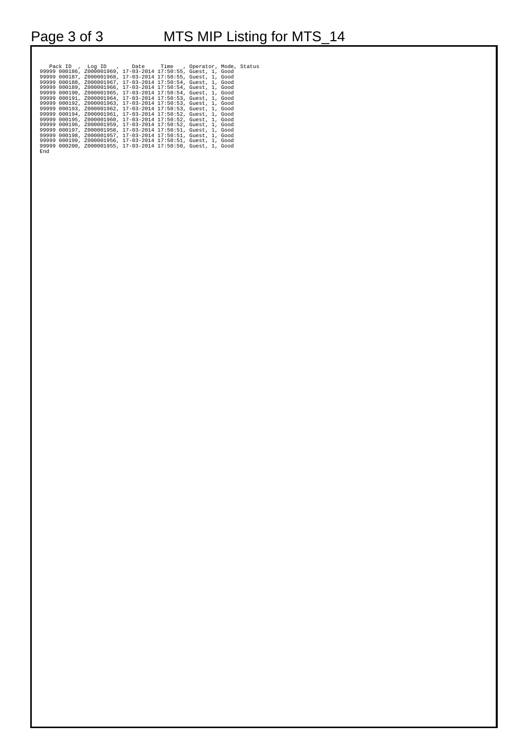```
   Pack ID  ,  Log ID   ,    Date     Time   , Operator, Mode, Status
99999 000186, Z000001969, 17-03-2014 17:50:55, Guest, 1, Good
99999 000187, Z000001968, 17-03-2014 17:50:55, Guest, 1, Good
99999 000188, Z000001967, 17-03-2014 17:50:54, Guest, 1, Good
99999 000189, Z000001966, 17-03-2014 17:50:54, Guest, 1, Good
99999 000190, Z000001965, 17-03-2014 17:50:54, Guest, 1, Good
99999 000191, Z000001964, 17-03-2014 17:50:53, Guest, 1, Good
99999 000192, Z000001963, 17-03-2014 17:50:53, Guest, 1, Good
99999 000193, Z000001962, 17-03-2014 17:50:53, Guest, 1, Good
99999 000194, Z000001961, 17-03-2014 17:50:52, Guest, 1, Good
99999 000195, Z000001960, 17-03-2014 17:50:52, Guest, 1, Good
99999 000196, Z000001959, 17-03-2014 17:50:52, Guest, 1, Good
99999 000197, Z000001958, 17-03-2014 17:50:51, Guest, 1, Good
99999 000198, Z000001957, 17-03-2014 17:50:51, Guest, 1, Good
99999 000199, Z000001956, 17-03-2014 17:50:51, Guest, 1, Good
99999 000200, Z000001955, 17-03-2014 17:50:50, Guest, 1, Good
End
```